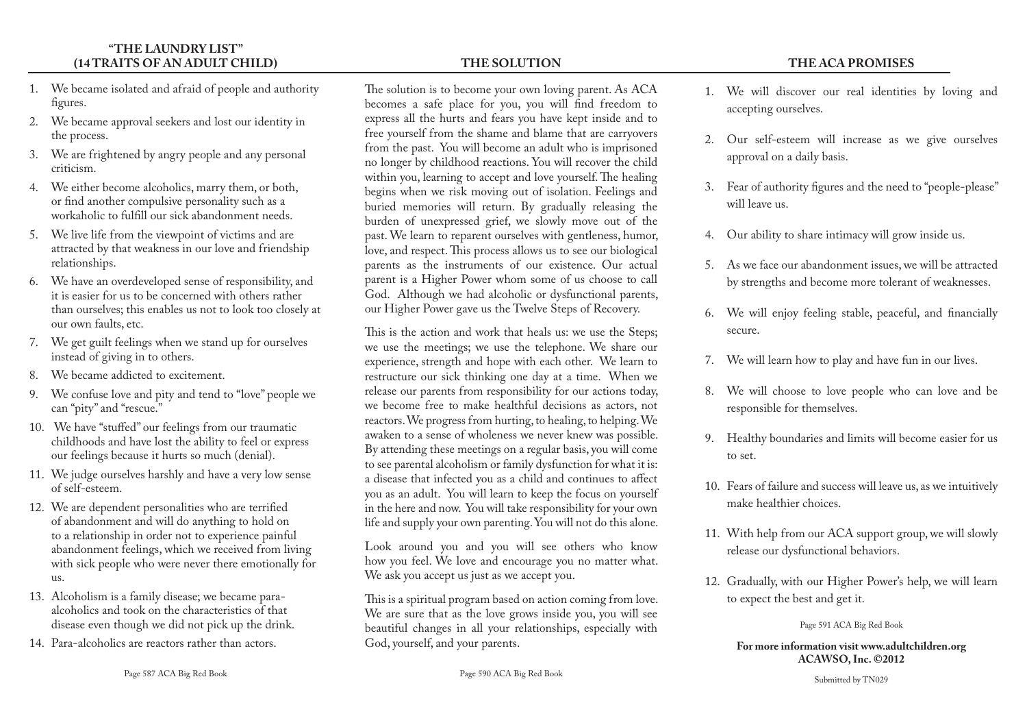## "THE LAUNDRY LIST" (14 TRAITS OF AN ADULT CHILD)

1. We became isolated and afraid of people and authority figures.
2. We became approval seekers and lost our identity in the process.
3. We are frightened by angry people and any personal criticism.
4. We either become alcoholics, marry them, or both, or find another compulsive personality such as a workaholic to fulfill our sick abandonment needs.
5. We live life from the viewpoint of victims and are attracted by that weakness in our love and friendship relationships.
6. We have an overdeveloped sense of responsibility, and it is easier for us to be concerned with others rather than ourselves; this enables us not to look too closely at our own faults, etc.
7. We get guilt feelings when we stand up for ourselves instead of giving in to others.
8. We became addicted to excitement.
9. We confuse love and pity and tend to "love" people we can "pity" and "rescue."
10. We have "stuffed" our feelings from our traumatic childhoods and have lost the ability to feel or express our feelings because it hurts so much (denial).
11. We judge ourselves harshly and have a very low sense of self-esteem.
12. We are dependent personalities who are terrified of abandonment and will do anything to hold on to a relationship in order not to experience painful abandonment feelings, which we received from living with sick people who were never there emotionally for us.
13. Alcoholism is a family disease; we became para-alcoholics and took on the characteristics of that disease even though we did not pick up the drink.
14. Para-alcoholics are reactors rather than actors.

Page 587 ACA Big Red Book

## THE SOLUTION

The solution is to become your own loving parent. As ACA becomes a safe place for you, you will find freedom to express all the hurts and fears you have kept inside and to free yourself from the shame and blame that are carryovers from the past. You will become an adult who is imprisoned no longer by childhood reactions. You will recover the child within you, learning to accept and love yourself. The healing begins when we risk moving out of isolation. Feelings and buried memories will return. By gradually releasing the burden of unexpressed grief, we slowly move out of the past. We learn to reparent ourselves with gentleness, humor, love, and respect. This process allows us to see our biological parents as the instruments of our existence. Our actual parent is a Higher Power whom some of us choose to call God. Although we had alcoholic or dysfunctional parents, our Higher Power gave us the Twelve Steps of Recovery.

This is the action and work that heals us: we use the Steps; we use the meetings; we use the telephone. We share our experience, strength and hope with each other. We learn to restructure our sick thinking one day at a time. When we release our parents from responsibility for our actions today, we become free to make healthful decisions as actors, not reactors. We progress from hurting, to healing, to helping. We awaken to a sense of wholeness we never knew was possible. By attending these meetings on a regular basis, you will come to see parental alcoholism or family dysfunction for what it is: a disease that infected you as a child and continues to affect you as an adult. You will learn to keep the focus on yourself in the here and now. You will take responsibility for your own life and supply your own parenting. You will not do this alone.

Look around you and you will see others who know how you feel. We love and encourage you no matter what. We ask you accept us just as we accept you.

This is a spiritual program based on action coming from love. We are sure that as the love grows inside you, you will see beautiful changes in all your relationships, especially with God, yourself, and your parents.

Page 590 ACA Big Red Book

## THE ACA PROMISES

1. We will discover our real identities by loving and accepting ourselves.
2. Our self-esteem will increase as we give ourselves approval on a daily basis.
3. Fear of authority figures and the need to "people-please" will leave us.
4. Our ability to share intimacy will grow inside us.
5. As we face our abandonment issues, we will be attracted by strengths and become more tolerant of weaknesses.
6. We will enjoy feeling stable, peaceful, and financially secure.
7. We will learn how to play and have fun in our lives.
8. We will choose to love people who can love and be responsible for themselves.
9. Healthy boundaries and limits will become easier for us to set.
10. Fears of failure and success will leave us, as we intuitively make healthier choices.
11. With help from our ACA support group, we will slowly release our dysfunctional behaviors.
12. Gradually, with our Higher Power's help, we will learn to expect the best and get it.

Page 591 ACA Big Red Book

**For more information visit www.adultchildren.org**
**ACAWSO, Inc. ©2012**

Submitted by TN029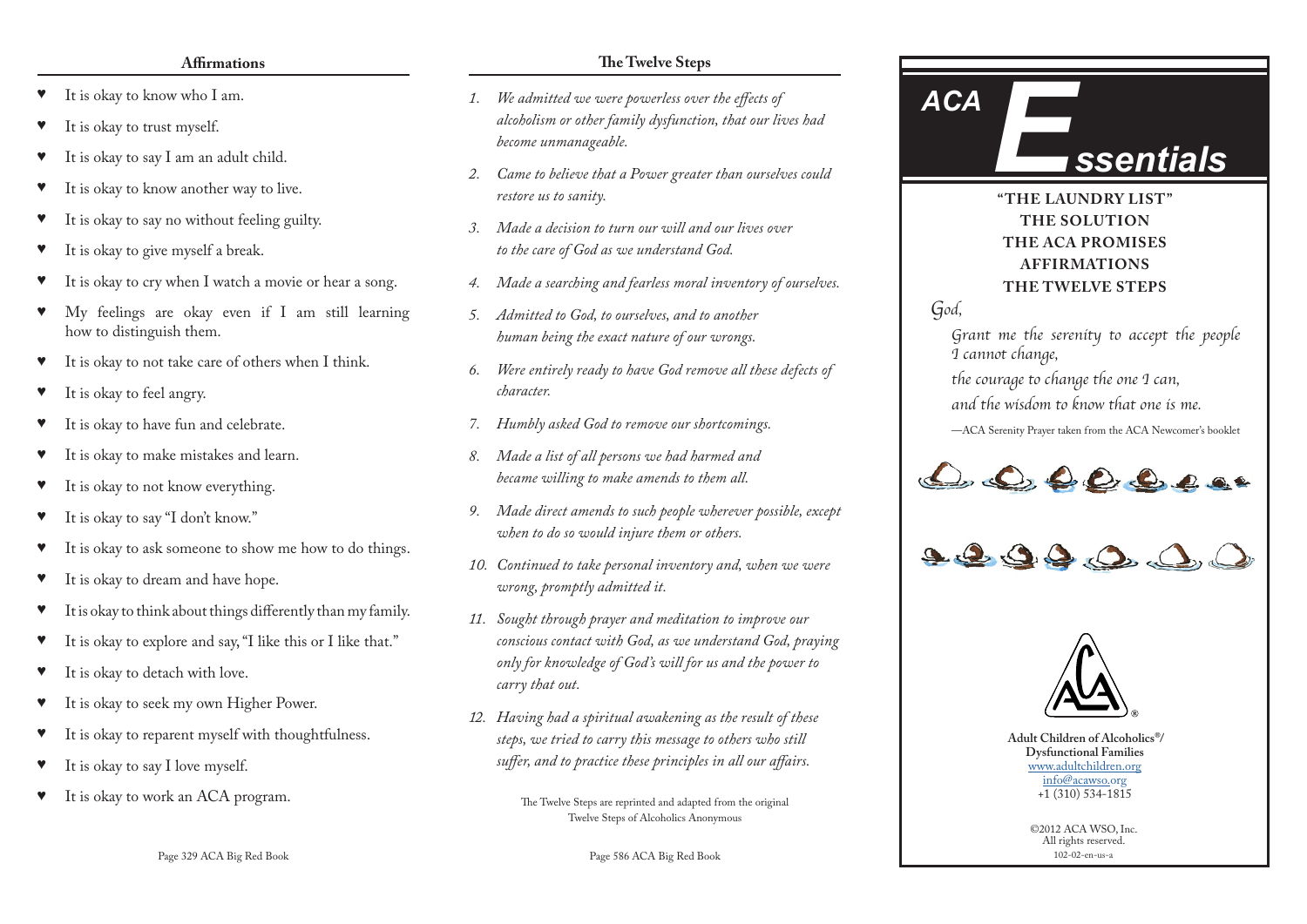## Affirmations

- It is okay to know who I am.
- It is okay to trust myself.
- It is okay to say I am an adult child.
- It is okay to know another way to live.
- It is okay to say no without feeling guilty.
- It is okay to give myself a break.
- It is okay to cry when I watch a movie or hear a song.
- My feelings are okay even if I am still learning how to distinguish them.
- It is okay to not take care of others when I think.
- It is okay to feel angry.
- It is okay to have fun and celebrate.
- It is okay to make mistakes and learn.
- It is okay to not know everything.
- It is okay to say "I don't know."
- It is okay to ask someone to show me how to do things.
- It is okay to dream and have hope.
- It is okay to think about things differently than my family.
- It is okay to explore and say, "I like this or I like that."
- It is okay to detach with love.
- It is okay to seek my own Higher Power.
- It is okay to reparent myself with thoughtfulness.
- It is okay to say I love myself.
- It is okay to work an ACA program.

Page 329 ACA Big Red Book

## The Twelve Steps

1. *We admitted we were powerless over the effects of alcoholism or other family dysfunction, that our lives had become unmanageable.*
2. *Came to believe that a Power greater than ourselves could restore us to sanity.*
3. *Made a decision to turn our will and our lives over to the care of God as we understand God.*
4. *Made a searching and fearless moral inventory of ourselves.*
5. *Admitted to God, to ourselves, and to another human being the exact nature of our wrongs.*
6. *Were entirely ready to have God remove all these defects of character.*
7. *Humbly asked God to remove our shortcomings.*
8. *Made a list of all persons we had harmed and became willing to make amends to them all.*
9. *Made direct amends to such people wherever possible, except when to do so would injure them or others.*
10. *Continued to take personal inventory and, when we were wrong, promptly admitted it.*
11. *Sought through prayer and meditation to improve our conscious contact with God, as we understand God, praying only for knowledge of God's will for us and the power to carry that out.*
12. *Having had a spiritual awakening as the result of these steps, we tried to carry this message to others who still suffer, and to practice these principles in all our affairs.*

The Twelve Steps are reprinted and adapted from the original Twelve Steps of Alcoholics Anonymous

Page 586 ACA Big Red Book

# ACA Essentials

**"THE LAUNDRY LIST"**
**THE SOLUTION**
**THE ACA PROMISES**
**AFFIRMATIONS**
**THE TWELVE STEPS**

*God,*

*Grant me the serenity to accept the people I cannot change,*

*the courage to change the one I can,*

*and the wisdom to know that one is me.*

—ACA Serenity Prayer taken from the ACA Newcomer's booklet

**Adult Children of Alcoholics®/ Dysfunctional Families**
www.adultchildren.org
info@acawso.org
+1 (310) 534-1815

©2012 ACA WSO, Inc.
All rights reserved.
102-02-en-us-a